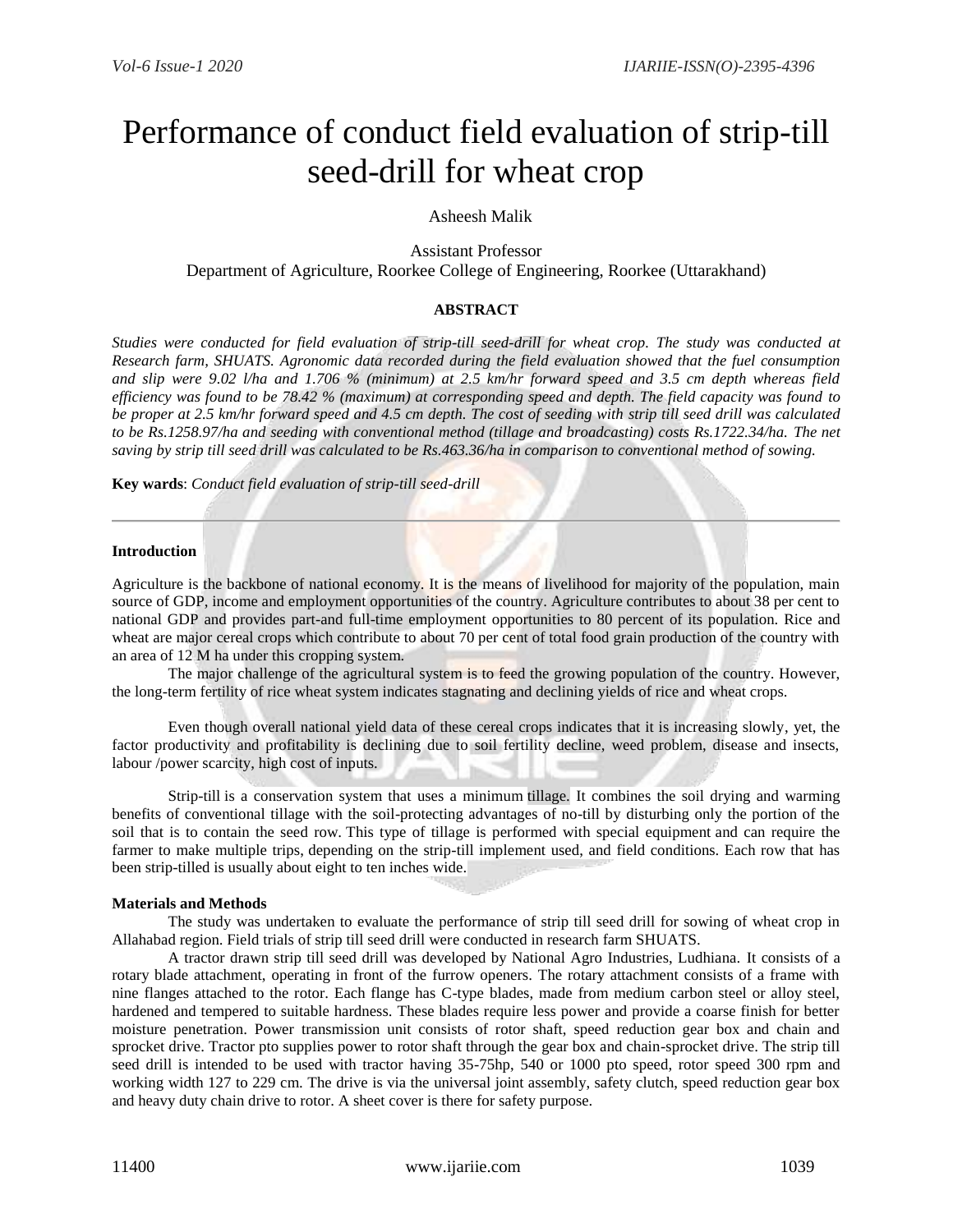# Performance of conduct field evaluation of strip-till seed-drill for wheat crop

Asheesh Malik

Assistant Professor
Department of Agriculture, Roorkee College of Engineering, Roorkee (Uttarakhand)

## ABSTRACT

*Studies were conducted for field evaluation of strip-till seed-drill for wheat crop. The study was conducted at Research farm, SHUATS. Agronomic data recorded during the field evaluation showed that the fuel consumption and slip were 9.02 l/ha and 1.706 % (minimum) at 2.5 km/hr forward speed and 3.5 cm depth whereas field efficiency was found to be 78.42 % (maximum) at corresponding speed and depth. The field capacity was found to be proper at 2.5 km/hr forward speed and 4.5 cm depth. The cost of seeding with strip till seed drill was calculated to be Rs.1258.97/ha and seeding with conventional method (tillage and broadcasting) costs Rs.1722.34/ha. The net saving by strip till seed drill was calculated to be Rs.463.36/ha in comparison to conventional method of sowing.*

**Key wards**: *Conduct field evaluation of strip-till seed-drill*

---

### Introduction

Agriculture is the backbone of national economy. It is the means of livelihood for majority of the population, main source of GDP, income and employment opportunities of the country. Agriculture contributes to about 38 per cent to national GDP and provides part-and full-time employment opportunities to 80 percent of its population. Rice and wheat are major cereal crops which contribute to about 70 per cent of total food grain production of the country with an area of 12 M ha under this cropping system.

The major challenge of the agricultural system is to feed the growing population of the country. However, the long-term fertility of rice wheat system indicates stagnating and declining yields of rice and wheat crops.

Even though overall national yield data of these cereal crops indicates that it is increasing slowly, yet, the factor productivity and profitability is declining due to soil fertility decline, weed problem, disease and insects, labour /power scarcity, high cost of inputs.

Strip-till is a conservation system that uses a minimum tillage. It combines the soil drying and warming benefits of conventional tillage with the soil-protecting advantages of no-till by disturbing only the portion of the soil that is to contain the seed row. This type of tillage is performed with special equipment and can require the farmer to make multiple trips, depending on the strip-till implement used, and field conditions. Each row that has been strip-tilled is usually about eight to ten inches wide.

### Materials and Methods

The study was undertaken to evaluate the performance of strip till seed drill for sowing of wheat crop in Allahabad region. Field trials of strip till seed drill were conducted in research farm SHUATS.

A tractor drawn strip till seed drill was developed by National Agro Industries, Ludhiana. It consists of a rotary blade attachment, operating in front of the furrow openers. The rotary attachment consists of a frame with nine flanges attached to the rotor. Each flange has C-type blades, made from medium carbon steel or alloy steel, hardened and tempered to suitable hardness. These blades require less power and provide a coarse finish for better moisture penetration. Power transmission unit consists of rotor shaft, speed reduction gear box and chain and sprocket drive. Tractor pto supplies power to rotor shaft through the gear box and chain-sprocket drive. The strip till seed drill is intended to be used with tractor having 35-75hp, 540 or 1000 pto speed, rotor speed 300 rpm and working width 127 to 229 cm. The drive is via the universal joint assembly, safety clutch, speed reduction gear box and heavy duty chain drive to rotor. A sheet cover is there for safety purpose.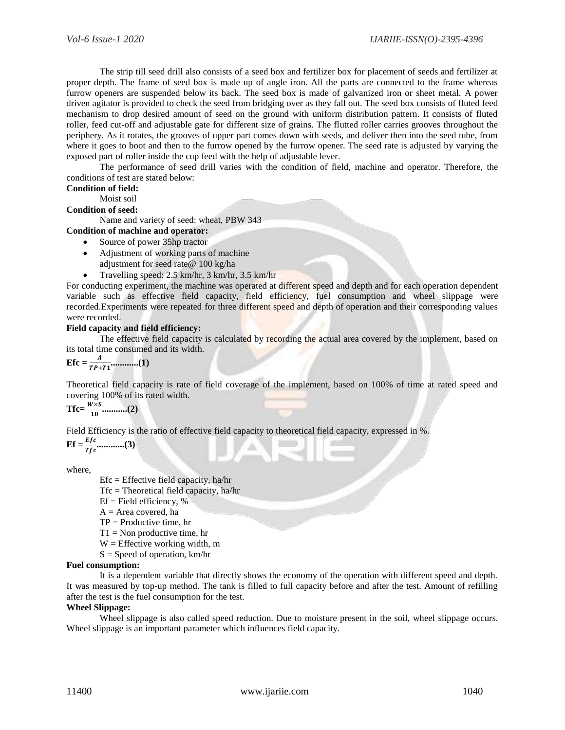The strip till seed drill also consists of a seed box and fertilizer box for placement of seeds and fertilizer at proper depth. The frame of seed box is made up of angle iron. All the parts are connected to the frame whereas furrow openers are suspended below its back. The seed box is made of galvanized iron or sheet metal. A power driven agitator is provided to check the seed from bridging over as they fall out. The seed box consists of fluted feed mechanism to drop desired amount of seed on the ground with uniform distribution pattern. It consists of fluted roller, feed cut-off and adjustable gate for different size of grains. The flutted roller carries grooves throughout the periphery. As it rotates, the grooves of upper part comes down with seeds, and deliver then into the seed tube, from where it goes to boot and then to the furrow opened by the furrow opener. The seed rate is adjusted by varying the exposed part of roller inside the cup feed with the help of adjustable lever.

The performance of seed drill varies with the condition of field, machine and operator. Therefore, the conditions of test are stated below:

**Condition of field:**

Moist soil

**Condition of seed:**

Name and variety of seed: wheat, PBW 343

**Condition of machine and operator:**

- Source of power 35hp tractor
- Adjustment of working parts of machine
  adjustment for seed rate@ 100 kg/ha
- Travelling speed: 2.5 km/hr, 3 km/hr, 3.5 km/hr

For conducting experiment, the machine was operated at different speed and depth and for each operation dependent variable such as effective field capacity, field efficiency, fuel consumption and wheel slippage were recorded.Experiments were repeated for three different speed and depth of operation and their corresponding values were recorded.

**Field capacity and field efficiency:**

The effective field capacity is calculated by recording the actual area covered by the implement, based on its total time consumed and its width.

$$\textbf{Efc} = \frac{A}{TP+T1} \quad \textbf{............(1)}$$

Theoretical field capacity is rate of field coverage of the implement, based on 100% of time at rated speed and covering 100% of its rated width.

$$\textbf{Tfc} = \frac{W \times S}{10} \quad \textbf{...........(2)}$$

Field Efficiency is the ratio of effective field capacity to theoretical field capacity, expressed in %.

$$\textbf{Ef} = \frac{Efc}{Tfc} \quad \textbf{............(3)}$$

where,

Efc = Effective field capacity, ha/hr
Tfc = Theoretical field capacity, ha/hr
Ef = Field efficiency, %
A = Area covered, ha
TP = Productive time, hr
T1 = Non productive time, hr
W = Effective working width, m
S = Speed of operation, km/hr

**Fuel consumption:**

It is a dependent variable that directly shows the economy of the operation with different speed and depth. It was measured by top-up method. The tank is filled to full capacity before and after the test. Amount of refilling after the test is the fuel consumption for the test.

**Wheel Slippage:**

Wheel slippage is also called speed reduction. Due to moisture present in the soil, wheel slippage occurs. Wheel slippage is an important parameter which influences field capacity.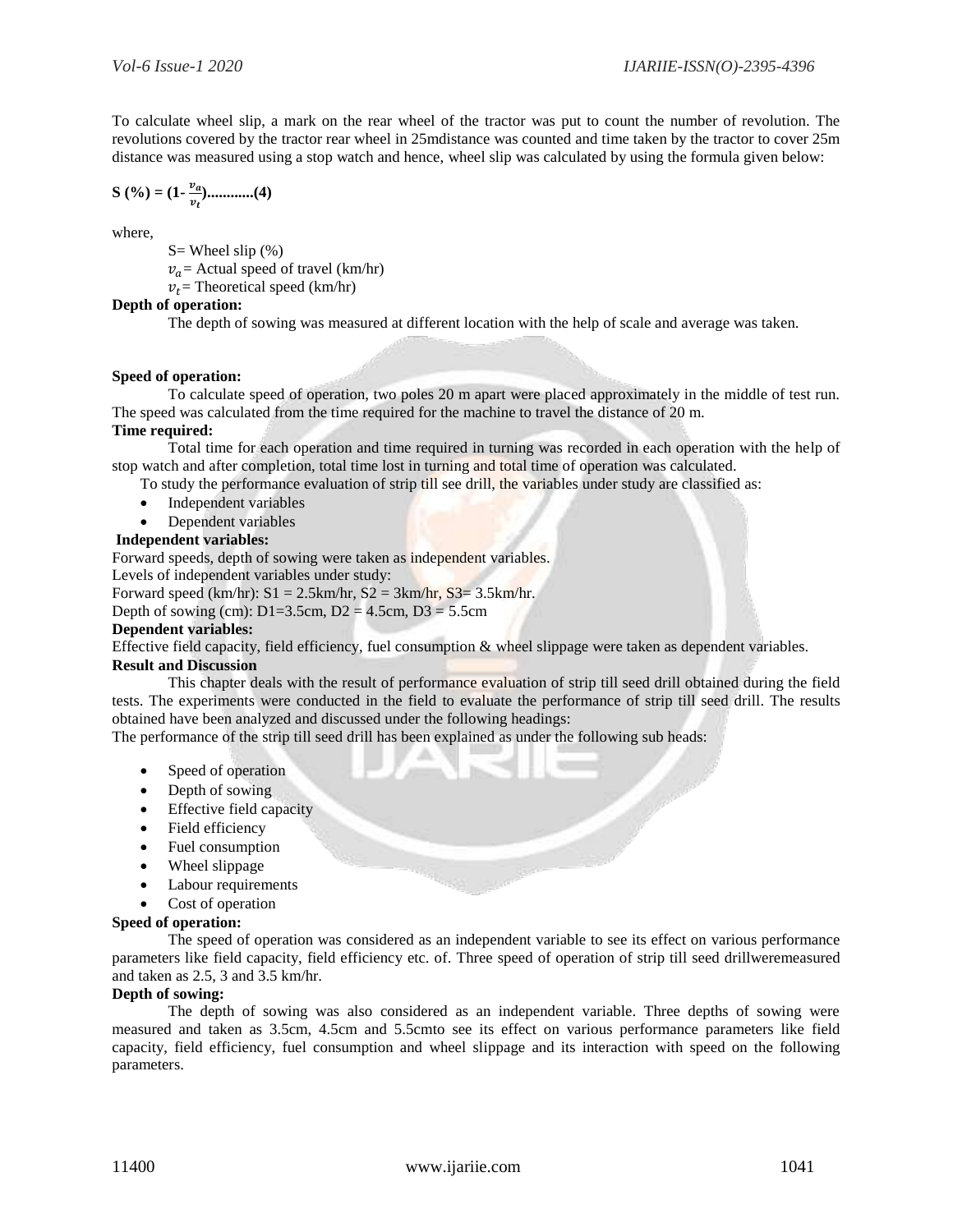To calculate wheel slip, a mark on the rear wheel of the tractor was put to count the number of revolution. The revolutions covered by the tractor rear wheel in 25mdistance was counted and time taken by the tractor to cover 25m distance was measured using a stop watch and hence, wheel slip was calculated by using the formula given below:

$$S\ (\%) = (1 - \frac{v_a}{v_t})............(4)$$

where,

S= Wheel slip (%)

$v_a$ = Actual speed of travel (km/hr)

$v_t$ = Theoretical speed (km/hr)

**Depth of operation:**

The depth of sowing was measured at different location with the help of scale and average was taken.

**Speed of operation:**

To calculate speed of operation, two poles 20 m apart were placed approximately in the middle of test run. The speed was calculated from the time required for the machine to travel the distance of 20 m.

**Time required:**

Total time for each operation and time required in turning was recorded in each operation with the help of stop watch and after completion, total time lost in turning and total time of operation was calculated.

To study the performance evaluation of strip till see drill, the variables under study are classified as:

- Independent variables
- Dependent variables

**Independent variables:**

Forward speeds, depth of sowing were taken as independent variables.

Levels of independent variables under study:

Forward speed (km/hr): S1 = 2.5km/hr, S2 = 3km/hr, S3= 3.5km/hr.

Depth of sowing (cm): D1=3.5cm, D2 = 4.5cm, D3 = 5.5cm

**Dependent variables:**

Effective field capacity, field efficiency, fuel consumption & wheel slippage were taken as dependent variables.

**Result and Discussion**

This chapter deals with the result of performance evaluation of strip till seed drill obtained during the field tests. The experiments were conducted in the field to evaluate the performance of strip till seed drill. The results obtained have been analyzed and discussed under the following headings:

The performance of the strip till seed drill has been explained as under the following sub heads:

- Speed of operation
- Depth of sowing
- Effective field capacity
- Field efficiency
- Fuel consumption
- Wheel slippage
- Labour requirements
- Cost of operation

**Speed of operation:**

The speed of operation was considered as an independent variable to see its effect on various performance parameters like field capacity, field efficiency etc. of. Three speed of operation of strip till seed drillweremeasured and taken as 2.5, 3 and 3.5 km/hr.

**Depth of sowing:**

The depth of sowing was also considered as an independent variable. Three depths of sowing were measured and taken as 3.5cm, 4.5cm and 5.5cmto see its effect on various performance parameters like field capacity, field efficiency, fuel consumption and wheel slippage and its interaction with speed on the following parameters.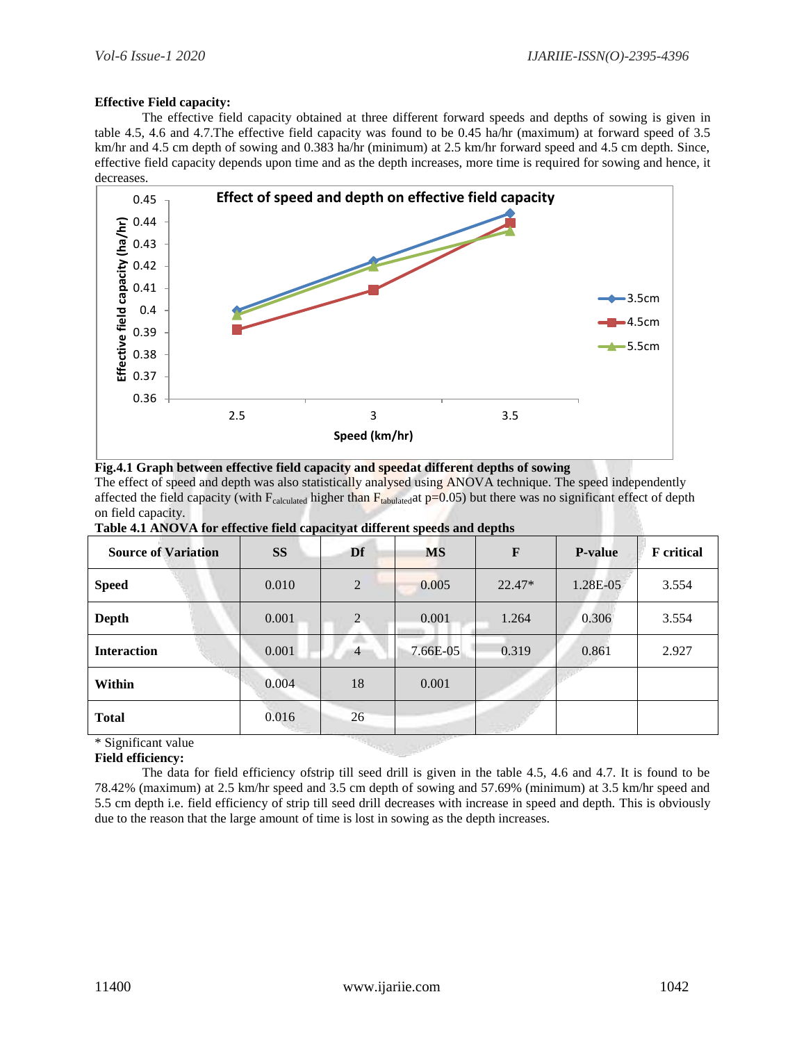**Effective Field capacity:**

The effective field capacity obtained at three different forward speeds and depths of sowing is given in table 4.5, 4.6 and 4.7.The effective field capacity was found to be 0.45 ha/hr (maximum) at forward speed of 3.5 km/hr and 4.5 cm depth of sowing and 0.383 ha/hr (minimum) at 2.5 km/hr forward speed and 4.5 cm depth. Since, effective field capacity depends upon time and as the depth increases, more time is required for sowing and hence, it decreases.

**Fig.4.1 Graph between effective field capacity and speedat different depths of sowing**

The effect of speed and depth was also statistically analysed using ANOVA technique. The speed independently affected the field capacity (with $F_{calculated}$ higher than $F_{tabulated}$at p=0.05) but there was no significant effect of depth on field capacity.

**Table 4.1 ANOVA for effective field capacityat different speeds and depths**

| Source of Variation | SS | Df | MS | F | P-value | F critical |
|---|---|---|---|---|---|---|
| **Speed** | 0.010 | 2 | 0.005 | 22.47* | 1.28E-05 | 3.554 |
| **Depth** | 0.001 | 2 | 0.001 | 1.264 | 0.306 | 3.554 |
| **Interaction** | 0.001 | 4 | 7.66E-05 | 0.319 | 0.861 | 2.927 |
| **Within** | 0.004 | 18 | 0.001 | | | |
| **Total** | 0.016 | 26 | | | | |

\* Significant value

**Field efficiency:**

The data for field efficiency ofstrip till seed drill is given in the table 4.5, 4.6 and 4.7. It is found to be 78.42% (maximum) at 2.5 km/hr speed and 3.5 cm depth of sowing and 57.69% (minimum) at 3.5 km/hr speed and 5.5 cm depth i.e. field efficiency of strip till seed drill decreases with increase in speed and depth. This is obviously due to the reason that the large amount of time is lost in sowing as the depth increases.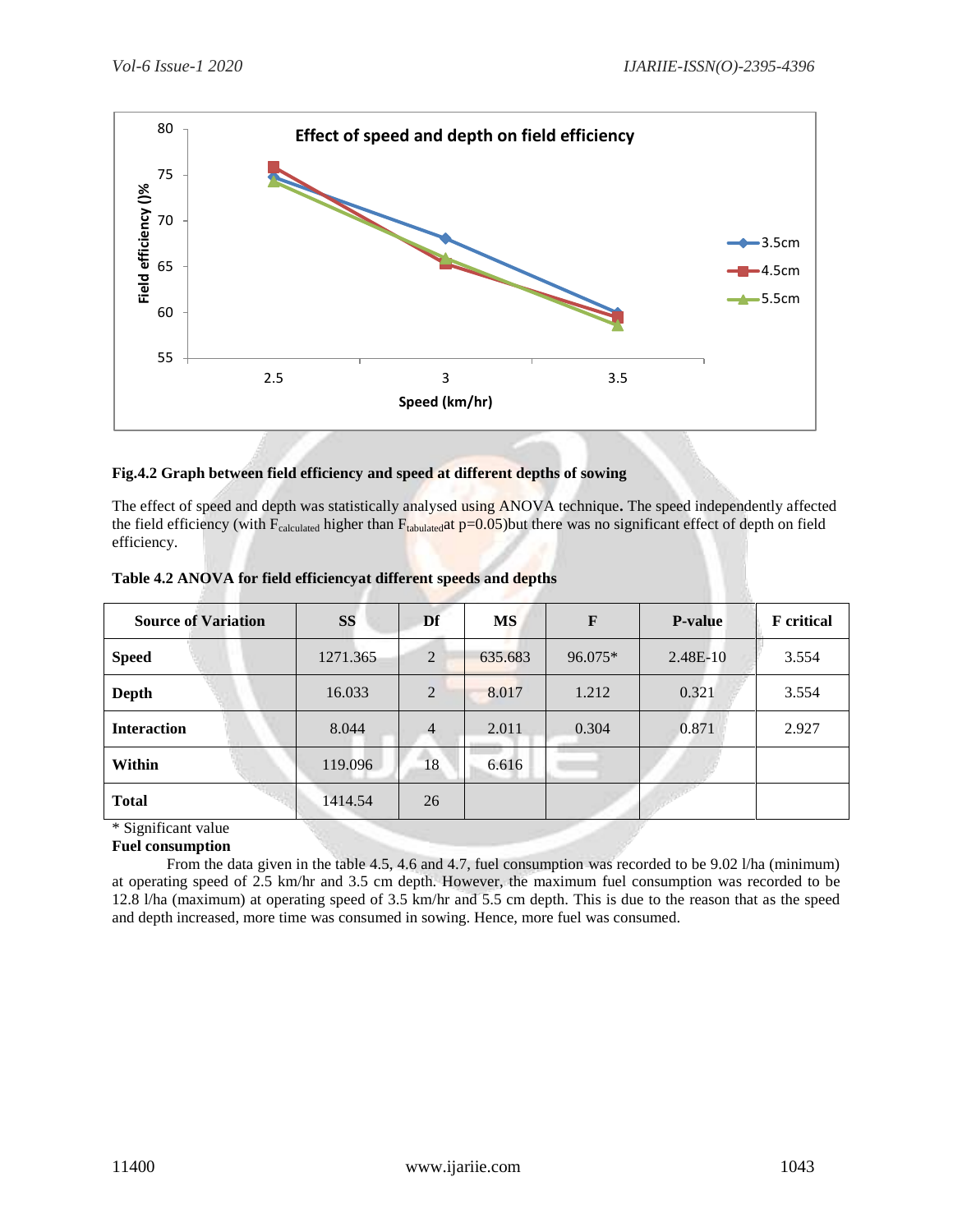**Fig.4.2 Graph between field efficiency and speed at different depths of sowing**

The effect of speed and depth was statistically analysed using ANOVA technique**.** The speed independently affected the field efficiency (with $F_{calculated}$ higher than $F_{tabulated}$ at p=0.05)but there was no significant effect of depth on field efficiency.

**Table 4.2 ANOVA for field efficiencyat different speeds and depths**

| Source of Variation | SS | Df | MS | F | P-value | F critical |
|---|---|---|---|---|---|---|
| **Speed** | 1271.365 | 2 | 635.683 | 96.075* | 2.48E-10 | 3.554 |
| **Depth** | 16.033 | 2 | 8.017 | 1.212 | 0.321 | 3.554 |
| **Interaction** | 8.044 | 4 | 2.011 | 0.304 | 0.871 | 2.927 |
| **Within** | 119.096 | 18 | 6.616 | | | |
| **Total** | 1414.54 | 26 | | | | |

\* Significant value

**Fuel consumption**

From the data given in the table 4.5, 4.6 and 4.7, fuel consumption was recorded to be 9.02 l/ha (minimum) at operating speed of 2.5 km/hr and 3.5 cm depth. However, the maximum fuel consumption was recorded to be 12.8 l/ha (maximum) at operating speed of 3.5 km/hr and 5.5 cm depth. This is due to the reason that as the speed and depth increased, more time was consumed in sowing. Hence, more fuel was consumed.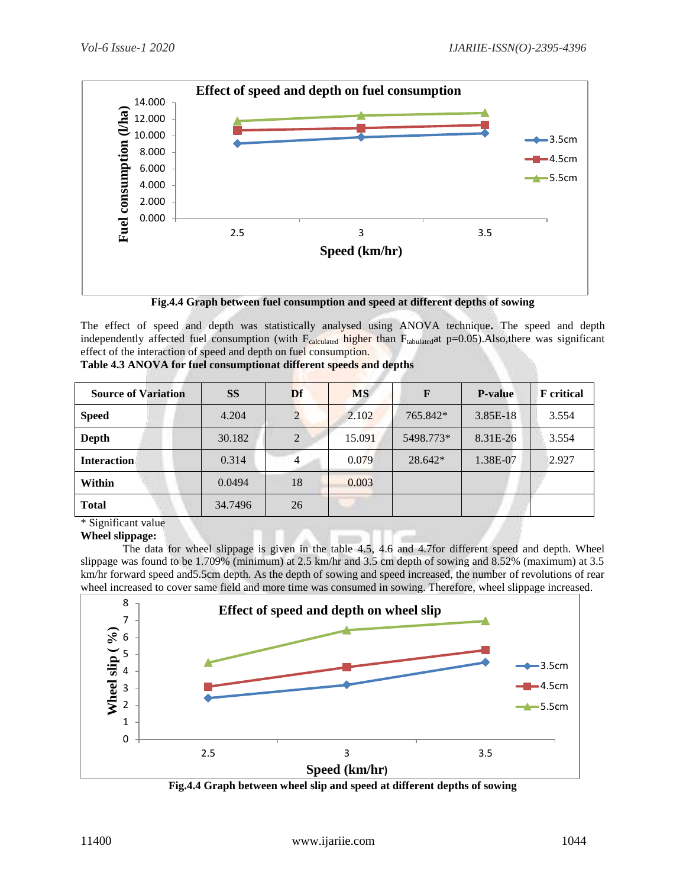Fig.4.4 Graph between fuel consumption and speed at different depths of sowing

The effect of speed and depth was statistically analysed using ANOVA technique**.** The speed and depth independently affected fuel consumption (with $F_{calculated}$ higher than $F_{tabulated}$at p=0.05).Also,there was significant effect of the interaction of speed and depth on fuel consumption.

**Table 4.3 ANOVA for fuel consumptionat different speeds and depths**

| Source of Variation | SS | Df | MS | F | P-value | F critical |
|---|---|---|---|---|---|---|
| **Speed** | 4.204 | 2 | 2.102 | 765.842* | 3.85E-18 | 3.554 |
| **Depth** | 30.182 | 2 | 15.091 | 5498.773* | 8.31E-26 | 3.554 |
| **Interaction** | 0.314 | 4 | 0.079 | 28.642* | 1.38E-07 | 2.927 |
| **Within** | 0.0494 | 18 | 0.003 | | | |
| **Total** | 34.7496 | 26 | | | | |

\* Significant value

**Wheel slippage:**

The data for wheel slippage is given in the table 4.5, 4.6 and 4.7for different speed and depth. Wheel slippage was found to be 1.709% (minimum) at 2.5 km/hr and 3.5 cm depth of sowing and 8.52% (maximum) at 3.5 km/hr forward speed and5.5cm depth. As the depth of sowing and speed increased, the number of revolutions of rear wheel increased to cover same field and more time was consumed in sowing. Therefore, wheel slippage increased.

Fig.4.4 Graph between wheel slip and speed at different depths of sowing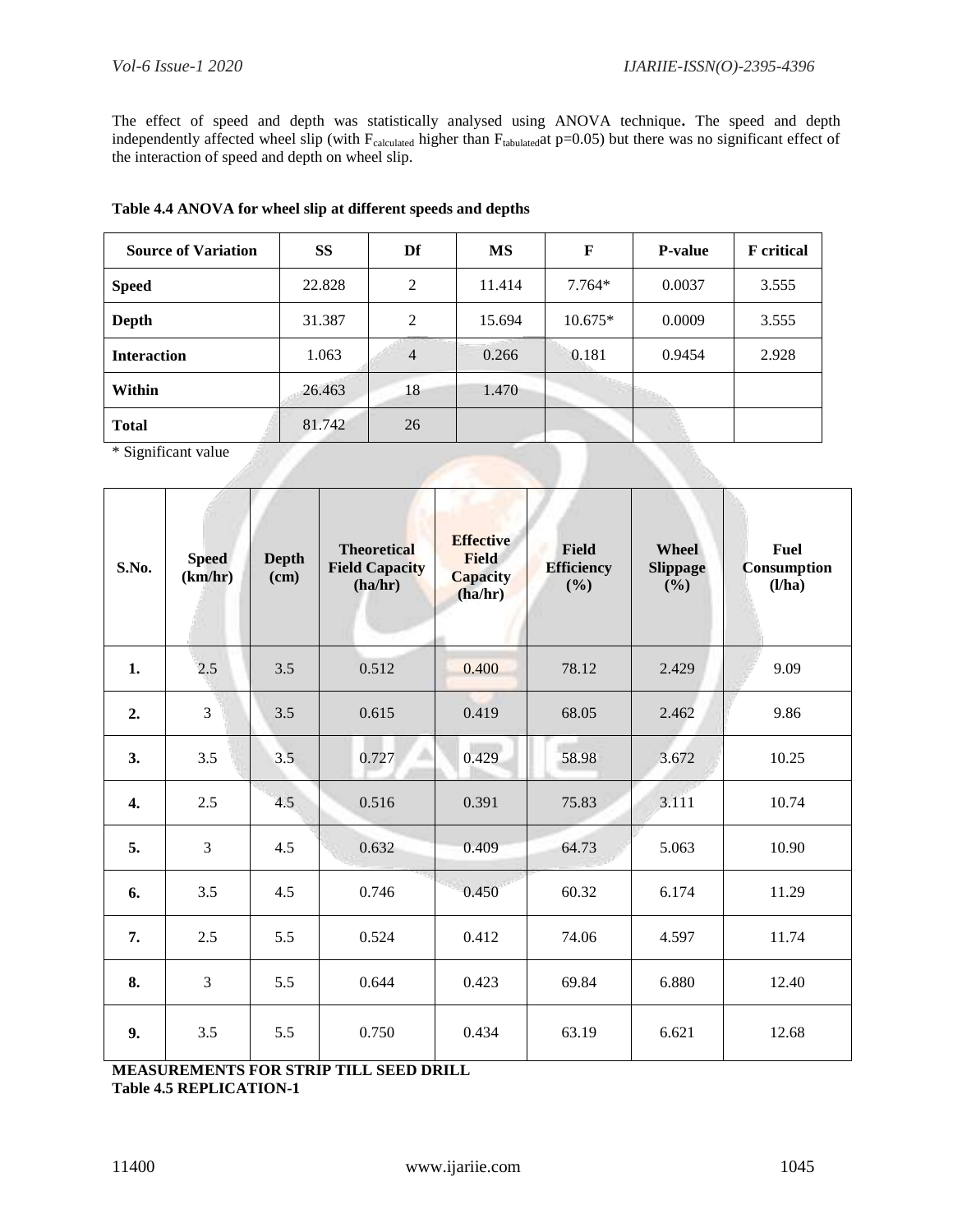The effect of speed and depth was statistically analysed using ANOVA technique**.** The speed and depth independently affected wheel slip (with $F_{calculated}$ higher than $F_{tabulated}$ at p=0.05) but there was no significant effect of the interaction of speed and depth on wheel slip.

**Table 4.4 ANOVA for wheel slip at different speeds and depths**

| Source of Variation | SS | Df | MS | F | P-value | F critical |
|---|---|---|---|---|---|---|
| **Speed** | 22.828 | 2 | 11.414 | 7.764* | 0.0037 | 3.555 |
| **Depth** | 31.387 | 2 | 15.694 | 10.675* | 0.0009 | 3.555 |
| **Interaction** | 1.063 | 4 | 0.266 | 0.181 | 0.9454 | 2.928 |
| **Within** | 26.463 | 18 | 1.470 | | | |
| **Total** | 81.742 | 26 | | | | |

\* Significant value

| S.No. | Speed (km/hr) | Depth (cm) | Theoretical Field Capacity (ha/hr) | Effective Field Capacity (ha/hr) | Field Efficiency (%) | Wheel Slippage (%) | Fuel Consumption (l/ha) |
|---|---|---|---|---|---|---|---|
| **1.** | 2.5 | 3.5 | 0.512 | 0.400 | 78.12 | 2.429 | 9.09 |
| **2.** | 3 | 3.5 | 0.615 | 0.419 | 68.05 | 2.462 | 9.86 |
| **3.** | 3.5 | 3.5 | 0.727 | 0.429 | 58.98 | 3.672 | 10.25 |
| **4.** | 2.5 | 4.5 | 0.516 | 0.391 | 75.83 | 3.111 | 10.74 |
| **5.** | 3 | 4.5 | 0.632 | 0.409 | 64.73 | 5.063 | 10.90 |
| **6.** | 3.5 | 4.5 | 0.746 | 0.450 | 60.32 | 6.174 | 11.29 |
| **7.** | 2.5 | 5.5 | 0.524 | 0.412 | 74.06 | 4.597 | 11.74 |
| **8.** | 3 | 5.5 | 0.644 | 0.423 | 69.84 | 6.880 | 12.40 |
| **9.** | 3.5 | 5.5 | 0.750 | 0.434 | 63.19 | 6.621 | 12.68 |

**MEASUREMENTS FOR STRIP TILL SEED DRILL**
**Table 4.5 REPLICATION-1**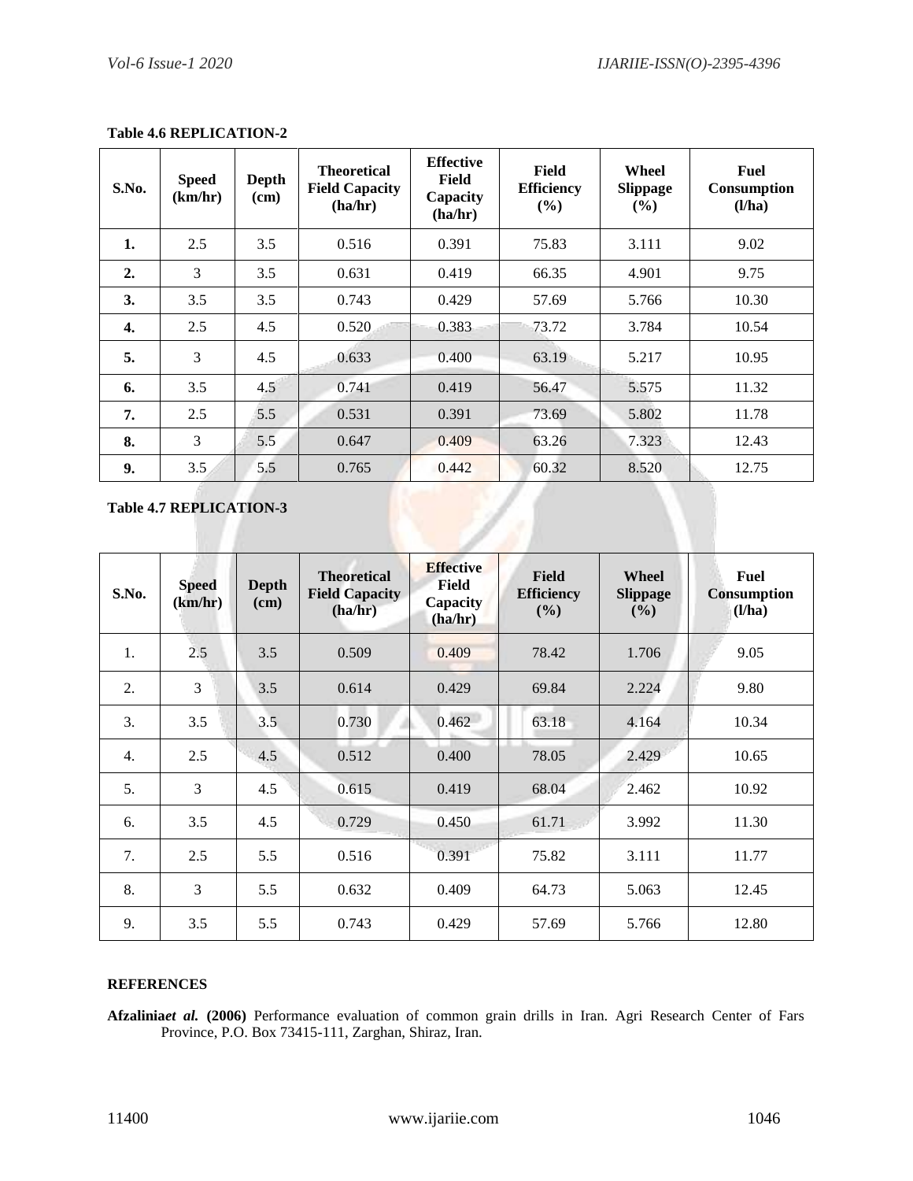**Table 4.6 REPLICATION-2**

| S.No. | Speed (km/hr) | Depth (cm) | Theoretical Field Capacity (ha/hr) | Effective Field Capacity (ha/hr) | Field Efficiency (%) | Wheel Slippage (%) | Fuel Consumption (l/ha) |
|---|---|---|---|---|---|---|---|
| **1.** | 2.5 | 3.5 | 0.516 | 0.391 | 75.83 | 3.111 | 9.02 |
| **2.** | 3 | 3.5 | 0.631 | 0.419 | 66.35 | 4.901 | 9.75 |
| **3.** | 3.5 | 3.5 | 0.743 | 0.429 | 57.69 | 5.766 | 10.30 |
| **4.** | 2.5 | 4.5 | 0.520 | 0.383 | 73.72 | 3.784 | 10.54 |
| **5.** | 3 | 4.5 | 0.633 | 0.400 | 63.19 | 5.217 | 10.95 |
| **6.** | 3.5 | 4.5 | 0.741 | 0.419 | 56.47 | 5.575 | 11.32 |
| **7.** | 2.5 | 5.5 | 0.531 | 0.391 | 73.69 | 5.802 | 11.78 |
| **8.** | 3 | 5.5 | 0.647 | 0.409 | 63.26 | 7.323 | 12.43 |
| **9.** | 3.5 | 5.5 | 0.765 | 0.442 | 60.32 | 8.520 | 12.75 |

**Table 4.7 REPLICATION-3**

| S.No. | Speed (km/hr) | Depth (cm) | Theoretical Field Capacity (ha/hr) | Effective Field Capacity (ha/hr) | Field Efficiency (%) | Wheel Slippage (%) | Fuel Consumption (l/ha) |
|---|---|---|---|---|---|---|---|
| 1. | 2.5 | 3.5 | 0.509 | 0.409 | 78.42 | 1.706 | 9.05 |
| 2. | 3 | 3.5 | 0.614 | 0.429 | 69.84 | 2.224 | 9.80 |
| 3. | 3.5 | 3.5 | 0.730 | 0.462 | 63.18 | 4.164 | 10.34 |
| 4. | 2.5 | 4.5 | 0.512 | 0.400 | 78.05 | 2.429 | 10.65 |
| 5. | 3 | 4.5 | 0.615 | 0.419 | 68.04 | 2.462 | 10.92 |
| 6. | 3.5 | 4.5 | 0.729 | 0.450 | 61.71 | 3.992 | 11.30 |
| 7. | 2.5 | 5.5 | 0.516 | 0.391 | 75.82 | 3.111 | 11.77 |
| 8. | 3 | 5.5 | 0.632 | 0.409 | 64.73 | 5.063 | 12.45 |
| 9. | 3.5 | 5.5 | 0.743 | 0.429 | 57.69 | 5.766 | 12.80 |

## REFERENCES

**Afzalinia*et al.* (2006)** Performance evaluation of common grain drills in Iran. Agri Research Center of Fars Province, P.O. Box 73415-111, Zarghan, Shiraz, Iran.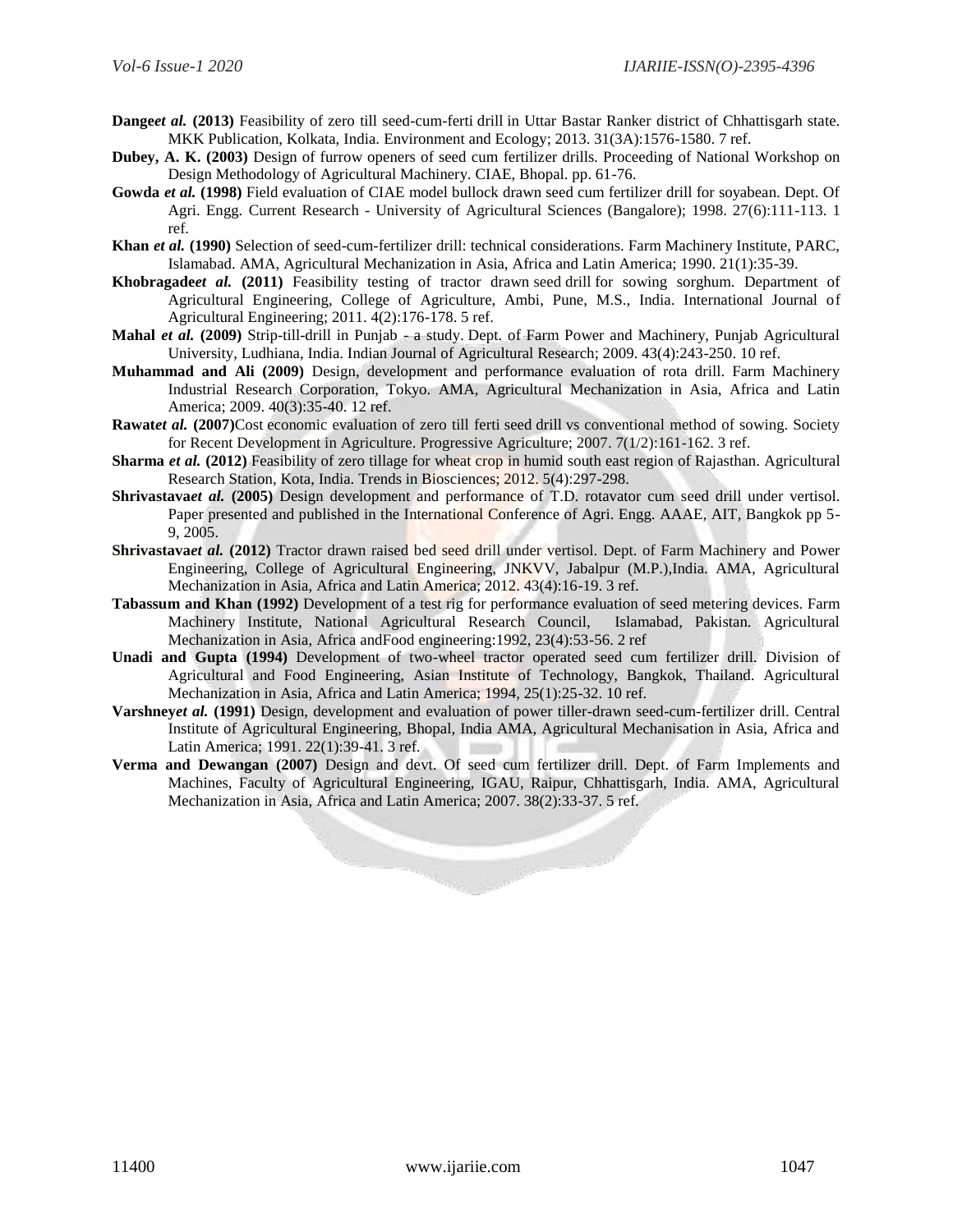**Dange*et al.* (2013)** Feasibility of zero till seed-cum-ferti drill in Uttar Bastar Ranker district of Chhattisgarh state. MKK Publication, Kolkata, India. Environment and Ecology; 2013. 31(3A):1576-1580. 7 ref.

**Dubey, A. K. (2003)** Design of furrow openers of seed cum fertilizer drills. Proceeding of National Workshop on Design Methodology of Agricultural Machinery. CIAE, Bhopal. pp. 61-76.

**Gowda *et al.* (1998)** Field evaluation of CIAE model bullock drawn seed cum fertilizer drill for soyabean. Dept. Of Agri. Engg. Current Research - University of Agricultural Sciences (Bangalore); 1998. 27(6):111-113. 1 ref.

**Khan *et al.* (1990)** Selection of seed-cum-fertilizer drill: technical considerations. Farm Machinery Institute, PARC, Islamabad. AMA, Agricultural Mechanization in Asia, Africa and Latin America; 1990. 21(1):35-39.

**Khobragade*et al.* (2011)** Feasibility testing of tractor drawn seed drill for sowing sorghum. Department of Agricultural Engineering, College of Agriculture, Ambi, Pune, M.S., India. International Journal of Agricultural Engineering; 2011. 4(2):176-178. 5 ref.

**Mahal *et al.* (2009)** Strip-till-drill in Punjab - a study. Dept. of Farm Power and Machinery, Punjab Agricultural University, Ludhiana, India. Indian Journal of Agricultural Research; 2009. 43(4):243-250. 10 ref.

**Muhammad and Ali (2009)** Design, development and performance evaluation of rota drill. Farm Machinery Industrial Research Corporation, Tokyo. AMA, Agricultural Mechanization in Asia, Africa and Latin America; 2009. 40(3):35-40. 12 ref.

**Rawat*et al.* (2007)**Cost economic evaluation of zero till ferti seed drill vs conventional method of sowing. Society for Recent Development in Agriculture. Progressive Agriculture; 2007. 7(1/2):161-162. 3 ref.

**Sharma *et al.* (2012)** Feasibility of zero tillage for wheat crop in humid south east region of Rajasthan. Agricultural Research Station, Kota, India. Trends in Biosciences; 2012. 5(4):297-298.

**Shrivastava*et al.* (2005)** Design development and performance of T.D. rotavator cum seed drill under vertisol. Paper presented and published in the International Conference of Agri. Engg. AAAE, AIT, Bangkok pp 5-9, 2005.

**Shrivastava*et al.* (2012)** Tractor drawn raised bed seed drill under vertisol. Dept. of Farm Machinery and Power Engineering, College of Agricultural Engineering, JNKVV, Jabalpur (M.P.),India. AMA, Agricultural Mechanization in Asia, Africa and Latin America; 2012. 43(4):16-19. 3 ref.

**Tabassum and Khan (1992)** Development of a test rig for performance evaluation of seed metering devices. Farm Machinery Institute, National Agricultural Research Council, Islamabad, Pakistan. Agricultural Mechanization in Asia, Africa andFood engineering:1992, 23(4):53-56. 2 ref

**Unadi and Gupta (1994)** Development of two-wheel tractor operated seed cum fertilizer drill. Division of Agricultural and Food Engineering, Asian Institute of Technology, Bangkok, Thailand. Agricultural Mechanization in Asia, Africa and Latin America; 1994, 25(1):25-32. 10 ref.

**Varshney*et al.* (1991)** Design, development and evaluation of power tiller-drawn seed-cum-fertilizer drill. Central Institute of Agricultural Engineering, Bhopal, India AMA, Agricultural Mechanisation in Asia, Africa and Latin America; 1991. 22(1):39-41. 3 ref.

**Verma and Dewangan (2007)** Design and devt. Of seed cum fertilizer drill. Dept. of Farm Implements and Machines, Faculty of Agricultural Engineering, IGAU, Raipur, Chhattisgarh, India. AMA, Agricultural Mechanization in Asia, Africa and Latin America; 2007. 38(2):33-37. 5 ref.